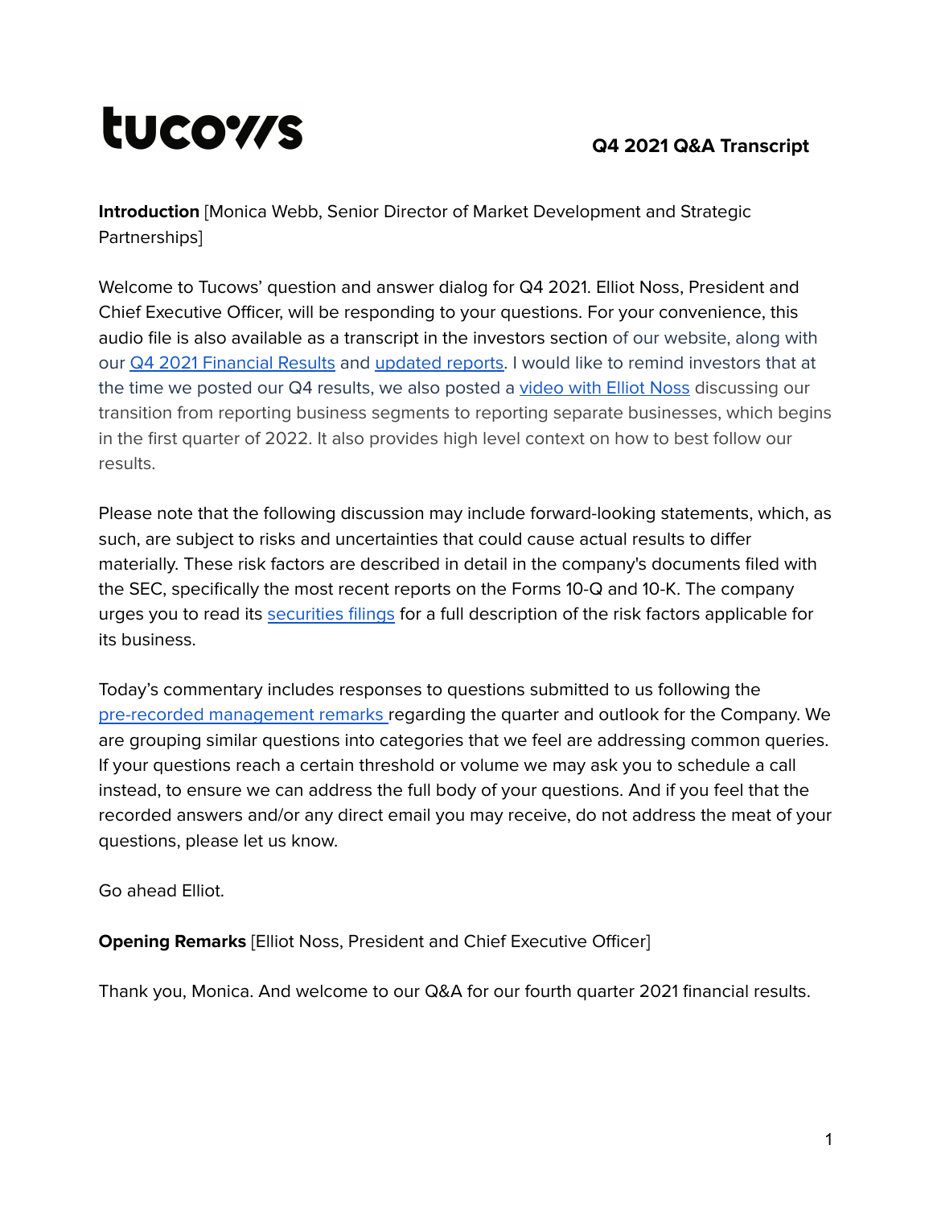**tucows**

**Q4 2021 Q&A Transcript**

**Introduction** [Monica Webb, Senior Director of Market Development and Strategic Partnerships]

Welcome to Tucows' question and answer dialog for Q4 2021. Elliot Noss, President and Chief Executive Officer, will be responding to your questions. For your convenience, this audio file is also available as a transcript in the investors section of our website, along with our Q4 2021 Financial Results and updated reports. I would like to remind investors that at the time we posted our Q4 results, we also posted a video with Elliot Noss discussing our transition from reporting business segments to reporting separate businesses, which begins in the first quarter of 2022. It also provides high level context on how to best follow our results.

Please note that the following discussion may include forward-looking statements, which, as such, are subject to risks and uncertainties that could cause actual results to differ materially. These risk factors are described in detail in the company's documents filed with the SEC, specifically the most recent reports on the Forms 10-Q and 10-K. The company urges you to read its securities filings for a full description of the risk factors applicable for its business.

Today's commentary includes responses to questions submitted to us following the pre-recorded management remarks regarding the quarter and outlook for the Company. We are grouping similar questions into categories that we feel are addressing common queries. If your questions reach a certain threshold or volume we may ask you to schedule a call instead, to ensure we can address the full body of your questions. And if you feel that the recorded answers and/or any direct email you may receive, do not address the meat of your questions, please let us know.

Go ahead Elliot.

**Opening Remarks** [Elliot Noss, President and Chief Executive Officer]

Thank you, Monica. And welcome to our Q&A for our fourth quarter 2021 financial results.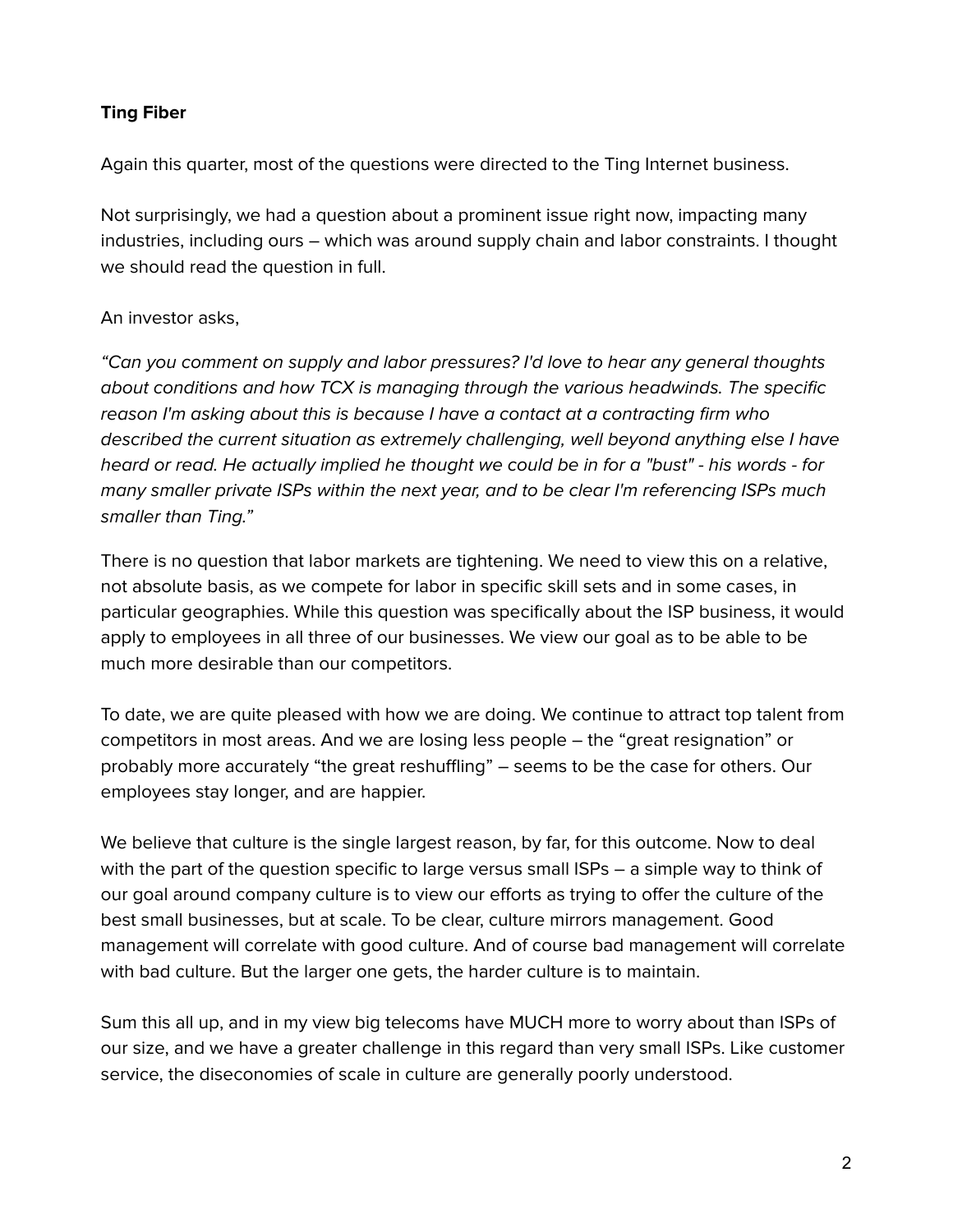**Ting Fiber**

Again this quarter, most of the questions were directed to the Ting Internet business.

Not surprisingly, we had a question about a prominent issue right now, impacting many industries, including ours – which was around supply chain and labor constraints. I thought we should read the question in full.

An investor asks,

*"Can you comment on supply and labor pressures? I'd love to hear any general thoughts about conditions and how TCX is managing through the various headwinds. The specific reason I'm asking about this is because I have a contact at a contracting firm who described the current situation as extremely challenging, well beyond anything else I have heard or read. He actually implied he thought we could be in for a "bust" - his words - for many smaller private ISPs within the next year, and to be clear I'm referencing ISPs much smaller than Ting."*

There is no question that labor markets are tightening. We need to view this on a relative, not absolute basis, as we compete for labor in specific skill sets and in some cases, in particular geographies. While this question was specifically about the ISP business, it would apply to employees in all three of our businesses. We view our goal as to be able to be much more desirable than our competitors.

To date, we are quite pleased with how we are doing. We continue to attract top talent from competitors in most areas. And we are losing less people – the "great resignation" or probably more accurately "the great reshuffling" – seems to be the case for others. Our employees stay longer, and are happier.

We believe that culture is the single largest reason, by far, for this outcome. Now to deal with the part of the question specific to large versus small ISPs – a simple way to think of our goal around company culture is to view our efforts as trying to offer the culture of the best small businesses, but at scale. To be clear, culture mirrors management. Good management will correlate with good culture. And of course bad management will correlate with bad culture. But the larger one gets, the harder culture is to maintain.

Sum this all up, and in my view big telecoms have MUCH more to worry about than ISPs of our size, and we have a greater challenge in this regard than very small ISPs. Like customer service, the diseconomies of scale in culture are generally poorly understood.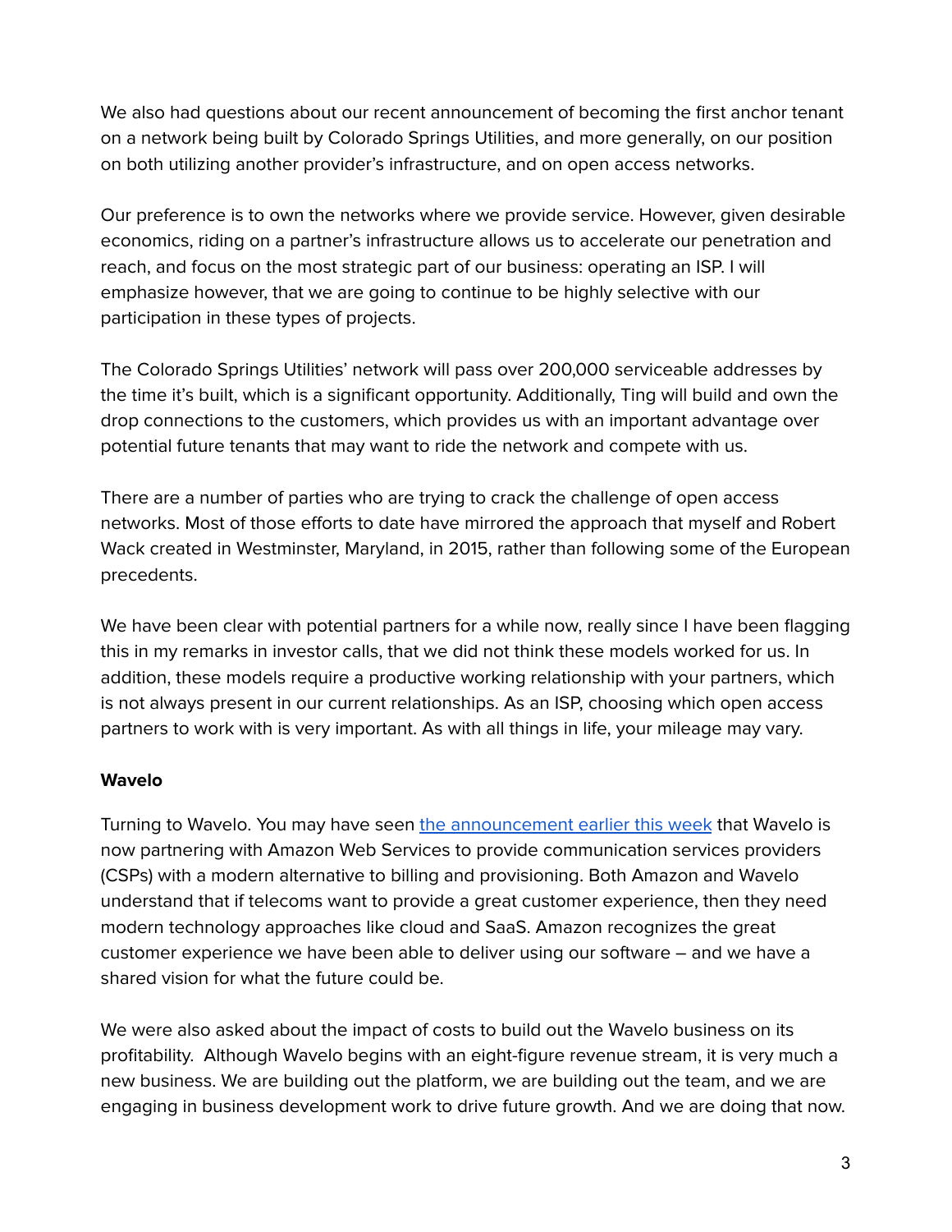We also had questions about our recent announcement of becoming the first anchor tenant on a network being built by Colorado Springs Utilities, and more generally, on our position on both utilizing another provider's infrastructure, and on open access networks.

Our preference is to own the networks where we provide service. However, given desirable economics, riding on a partner's infrastructure allows us to accelerate our penetration and reach, and focus on the most strategic part of our business: operating an ISP. I will emphasize however, that we are going to continue to be highly selective with our participation in these types of projects.

The Colorado Springs Utilities' network will pass over 200,000 serviceable addresses by the time it's built, which is a significant opportunity. Additionally, Ting will build and own the drop connections to the customers, which provides us with an important advantage over potential future tenants that may want to ride the network and compete with us.

There are a number of parties who are trying to crack the challenge of open access networks. Most of those efforts to date have mirrored the approach that myself and Robert Wack created in Westminster, Maryland, in 2015, rather than following some of the European precedents.

We have been clear with potential partners for a while now, really since I have been flagging this in my remarks in investor calls, that we did not think these models worked for us. In addition, these models require a productive working relationship with your partners, which is not always present in our current relationships. As an ISP, choosing which open access partners to work with is very important. As with all things in life, your mileage may vary.

**Wavelo**

Turning to Wavelo. You may have seen [the announcement earlier this week]() that Wavelo is now partnering with Amazon Web Services to provide communication services providers (CSPs) with a modern alternative to billing and provisioning. Both Amazon and Wavelo understand that if telecoms want to provide a great customer experience, then they need modern technology approaches like cloud and SaaS. Amazon recognizes the great customer experience we have been able to deliver using our software – and we have a shared vision for what the future could be.

We were also asked about the impact of costs to build out the Wavelo business on its profitability. Although Wavelo begins with an eight-figure revenue stream, it is very much a new business. We are building out the platform, we are building out the team, and we are engaging in business development work to drive future growth. And we are doing that now.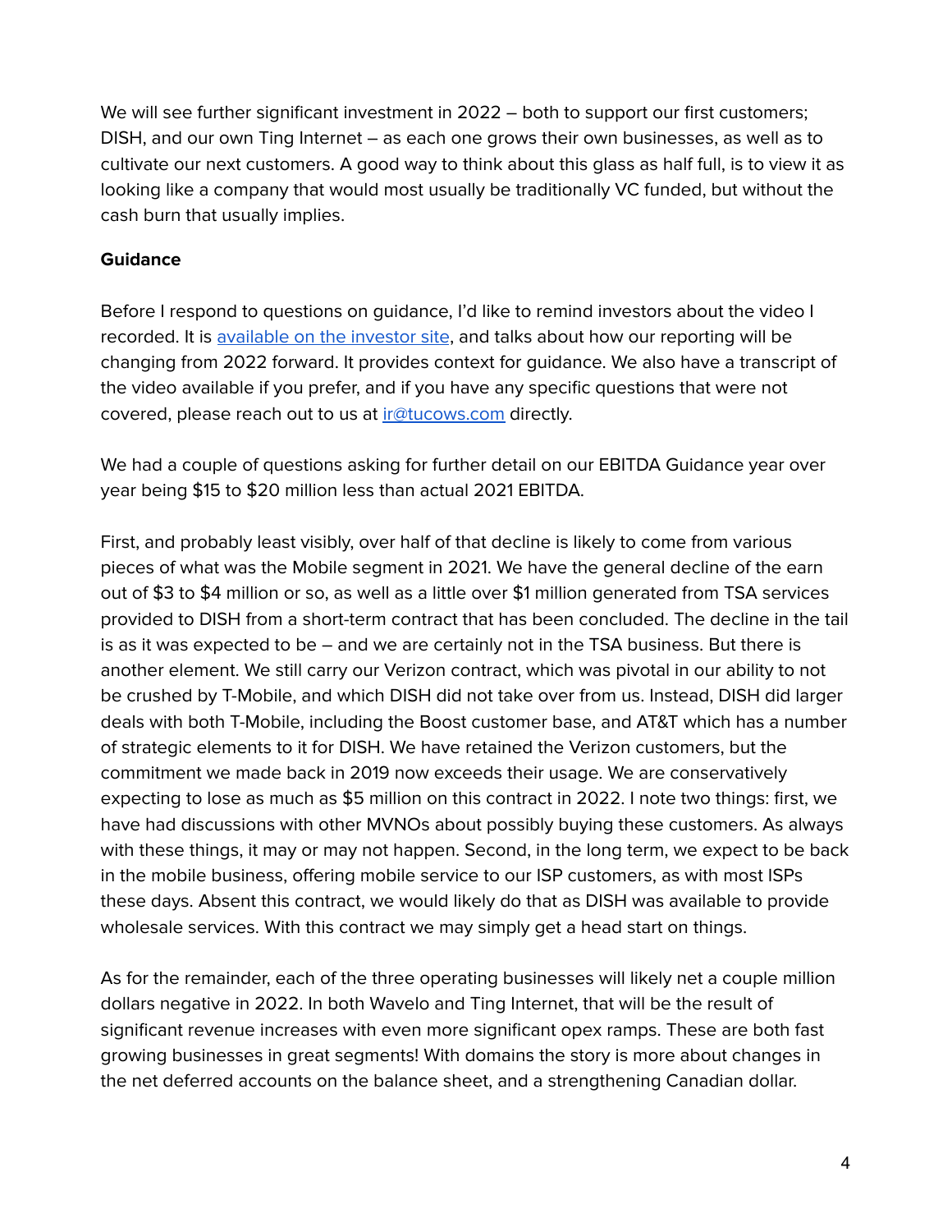We will see further significant investment in 2022 – both to support our first customers; DISH, and our own Ting Internet – as each one grows their own businesses, as well as to cultivate our next customers. A good way to think about this glass as half full, is to view it as looking like a company that would most usually be traditionally VC funded, but without the cash burn that usually implies.

**Guidance**

Before I respond to questions on guidance, I'd like to remind investors about the video I recorded. It is [available on the investor site](), and talks about how our reporting will be changing from 2022 forward. It provides context for guidance. We also have a transcript of the video available if you prefer, and if you have any specific questions that were not covered, please reach out to us at [ir@tucows.com](mailto:ir@tucows.com) directly.

We had a couple of questions asking for further detail on our EBITDA Guidance year over year being $15 to $20 million less than actual 2021 EBITDA.

First, and probably least visibly, over half of that decline is likely to come from various pieces of what was the Mobile segment in 2021. We have the general decline of the earn out of $3 to $4 million or so, as well as a little over $1 million generated from TSA services provided to DISH from a short-term contract that has been concluded. The decline in the tail is as it was expected to be – and we are certainly not in the TSA business. But there is another element. We still carry our Verizon contract, which was pivotal in our ability to not be crushed by T-Mobile, and which DISH did not take over from us. Instead, DISH did larger deals with both T-Mobile, including the Boost customer base, and AT&T which has a number of strategic elements to it for DISH. We have retained the Verizon customers, but the commitment we made back in 2019 now exceeds their usage. We are conservatively expecting to lose as much as $5 million on this contract in 2022. I note two things: first, we have had discussions with other MVNOs about possibly buying these customers. As always with these things, it may or may not happen. Second, in the long term, we expect to be back in the mobile business, offering mobile service to our ISP customers, as with most ISPs these days. Absent this contract, we would likely do that as DISH was available to provide wholesale services. With this contract we may simply get a head start on things.

As for the remainder, each of the three operating businesses will likely net a couple million dollars negative in 2022. In both Wavelo and Ting Internet, that will be the result of significant revenue increases with even more significant opex ramps. These are both fast growing businesses in great segments! With domains the story is more about changes in the net deferred accounts on the balance sheet, and a strengthening Canadian dollar.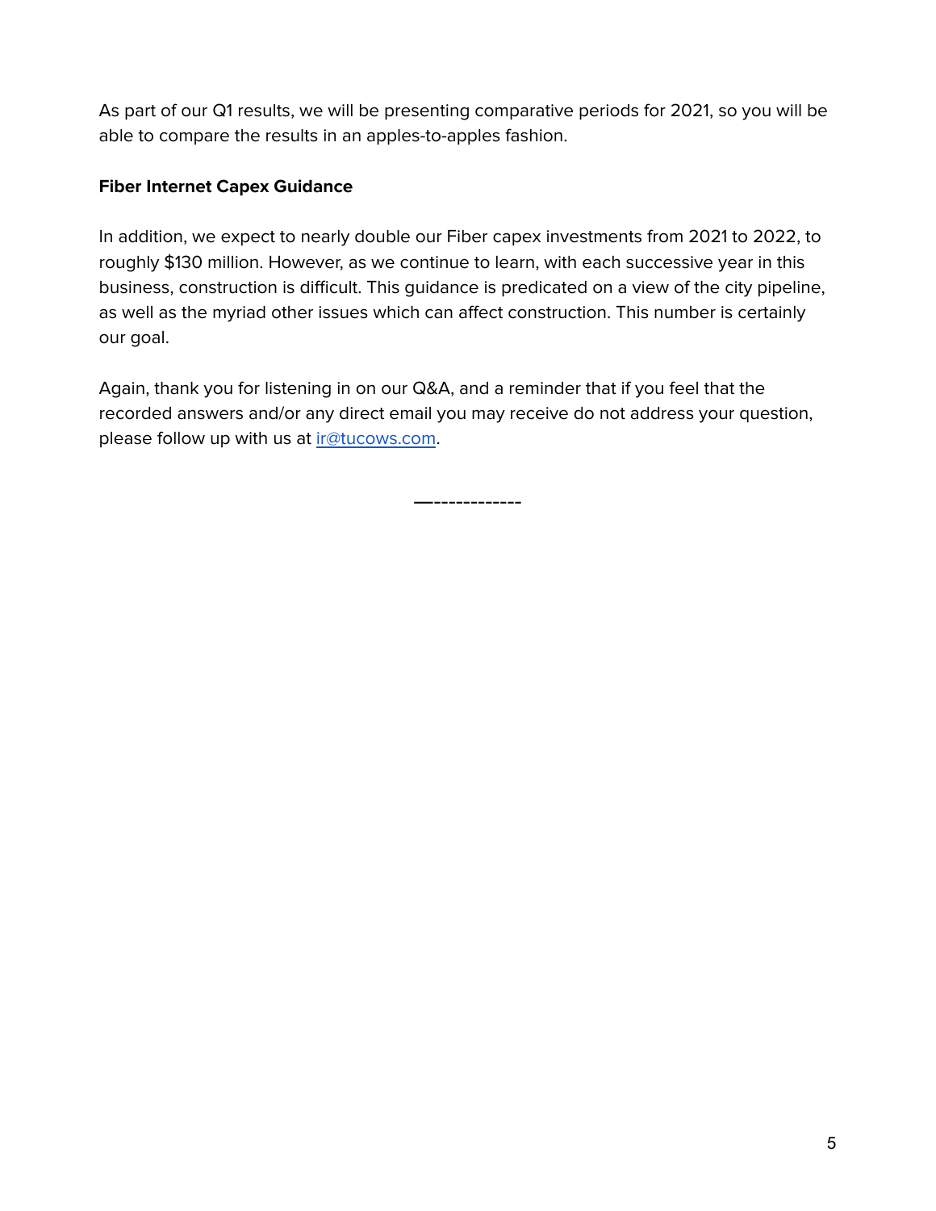As part of our Q1 results, we will be presenting comparative periods for 2021, so you will be able to compare the results in an apples-to-apples fashion.

**Fiber Internet Capex Guidance**

In addition, we expect to nearly double our Fiber capex investments from 2021 to 2022, to roughly $130 million. However, as we continue to learn, with each successive year in this business, construction is difficult. This guidance is predicated on a view of the city pipeline, as well as the myriad other issues which can affect construction. This number is certainly our goal.

Again, thank you for listening in on our Q&A, and a reminder that if you feel that the recorded answers and/or any direct email you may receive do not address your question, please follow up with us at [ir@tucows.com](mailto:ir@tucows.com).

—-------------